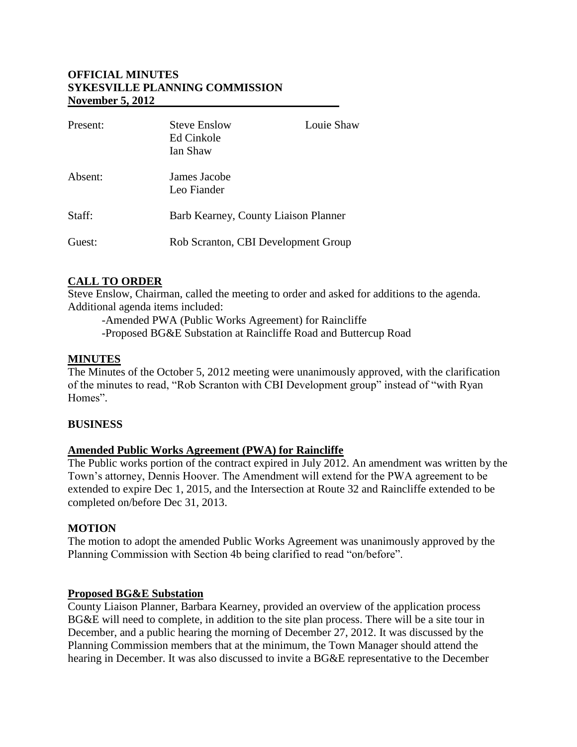**OFFICIAL MINUTES**
**SYKESVILLE PLANNING COMMISSION**
**November 5, 2012**

| | | |
|---|---|---|
| Present: | Steve Enslow<br>Ed Cinkole<br>Ian Shaw | Louie Shaw |
| Absent: | James Jacobe<br>Leo Fiander | |
| Staff: | Barb Kearney, County Liaison Planner | |
| Guest: | Rob Scranton, CBI Development Group | |

## CALL TO ORDER

Steve Enslow, Chairman, called the meeting to order and asked for additions to the agenda. Additional agenda items included:

-Amended PWA (Public Works Agreement) for Raincliffe
-Proposed BG&E Substation at Raincliffe Road and Buttercup Road

## MINUTES

The Minutes of the October 5, 2012 meeting were unanimously approved, with the clarification of the minutes to read, "Rob Scranton with CBI Development group" instead of "with Ryan Homes".

## BUSINESS

### Amended Public Works Agreement (PWA) for Raincliffe

The Public works portion of the contract expired in July 2012. An amendment was written by the Town's attorney, Dennis Hoover. The Amendment will extend for the PWA agreement to be extended to expire Dec 1, 2015, and the Intersection at Route 32 and Raincliffe extended to be completed on/before Dec 31, 2013.

### MOTION

The motion to adopt the amended Public Works Agreement was unanimously approved by the Planning Commission with Section 4b being clarified to read "on/before".

### Proposed BG&E Substation

County Liaison Planner, Barbara Kearney, provided an overview of the application process BG&E will need to complete, in addition to the site plan process. There will be a site tour in December, and a public hearing the morning of December 27, 2012. It was discussed by the Planning Commission members that at the minimum, the Town Manager should attend the hearing in December. It was also discussed to invite a BG&E representative to the December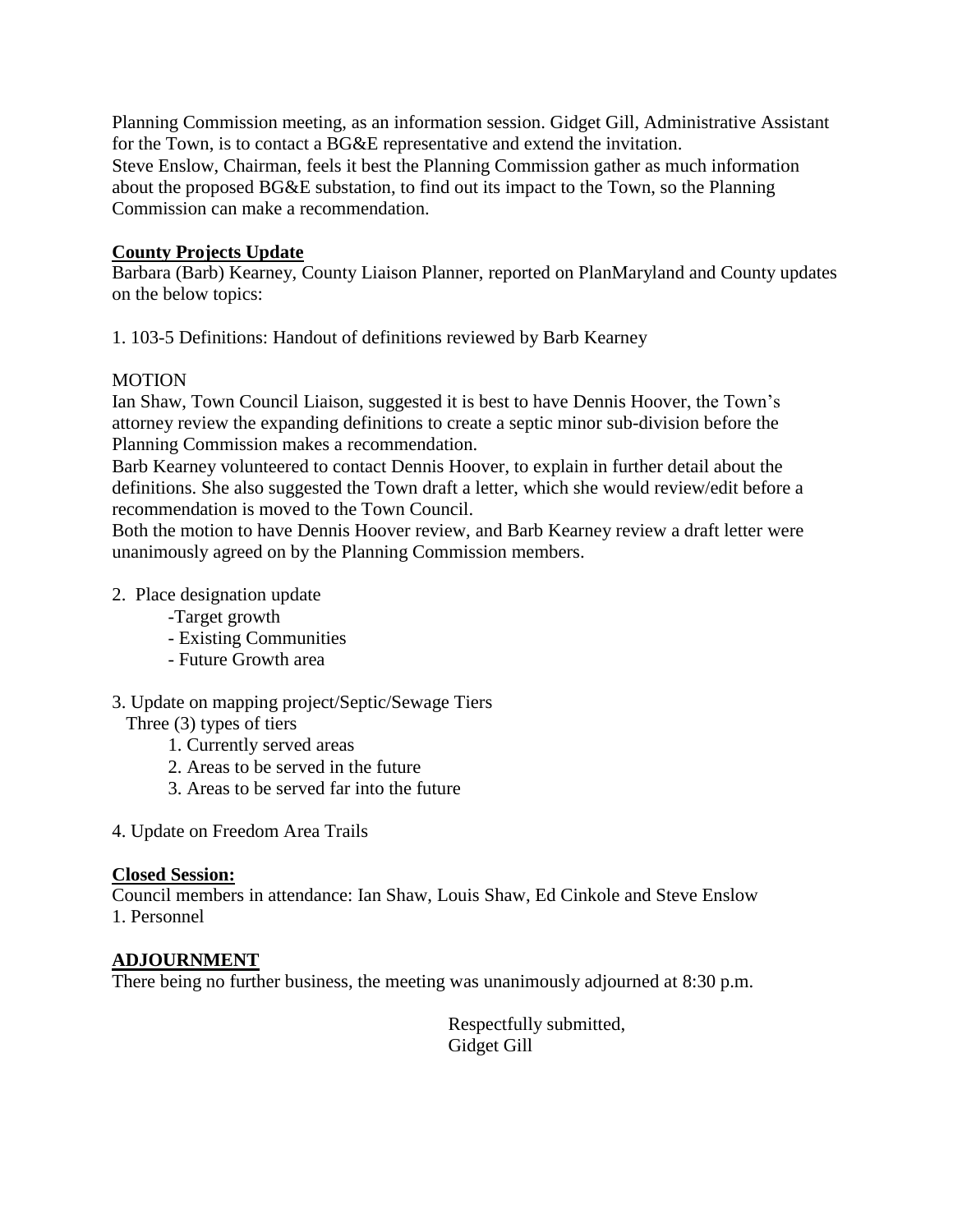Planning Commission meeting, as an information session. Gidget Gill, Administrative Assistant for the Town, is to contact a BG&E representative and extend the invitation.
Steve Enslow, Chairman, feels it best the Planning Commission gather as much information about the proposed BG&E substation, to find out its impact to the Town, so the Planning Commission can make a recommendation.

**County Projects Update**
Barbara (Barb) Kearney, County Liaison Planner, reported on PlanMaryland and County updates on the below topics:

1. 103-5 Definitions: Handout of definitions reviewed by Barb Kearney

MOTION
Ian Shaw, Town Council Liaison, suggested it is best to have Dennis Hoover, the Town's attorney review the expanding definitions to create a septic minor sub-division before the Planning Commission makes a recommendation.
Barb Kearney volunteered to contact Dennis Hoover, to explain in further detail about the definitions. She also suggested the Town draft a letter, which she would review/edit before a recommendation is moved to the Town Council.
Both the motion to have Dennis Hoover review, and Barb Kearney review a draft letter were unanimously agreed on by the Planning Commission members.

2. Place designation update
   - Target growth
   - Existing Communities
   - Future Growth area

3. Update on mapping project/Septic/Sewage Tiers
   Three (3) types of tiers
   1. Currently served areas
   2. Areas to be served in the future
   3. Areas to be served far into the future

4. Update on Freedom Area Trails

**Closed Session:**
Council members in attendance: Ian Shaw, Louis Shaw, Ed Cinkole and Steve Enslow
1. Personnel

**ADJOURNMENT**
There being no further business, the meeting was unanimously adjourned at 8:30 p.m.

Respectfully submitted,
Gidget Gill